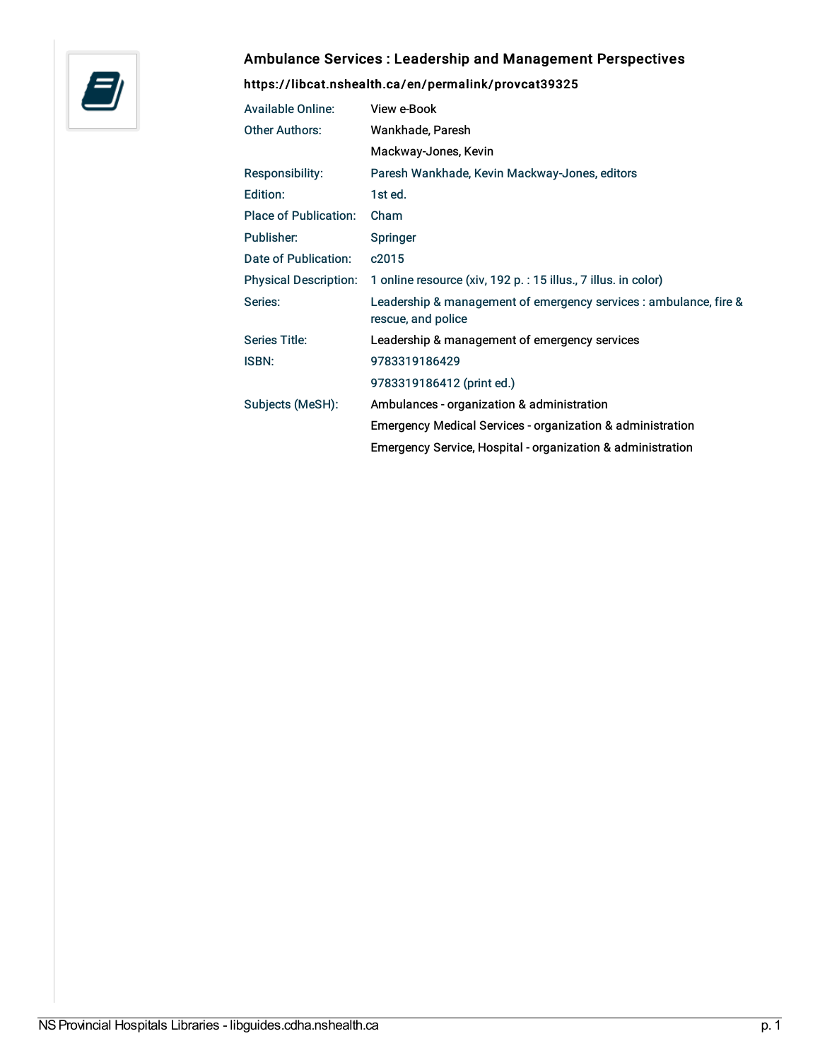## Ambulance Services : Leadership and Management Perspectives

**https://libcat.nshealth.ca/en/permalink/provcat39325**

| | |
|---|---|
| Available Online: | View e-Book |
| Other Authors: | Wankhade, Paresh |
| | Mackway-Jones, Kevin |
| Responsibility: | Paresh Wankhade, Kevin Mackway-Jones, editors |
| Edition: | 1st ed. |
| Place of Publication: | Cham |
| Publisher: | Springer |
| Date of Publication: | c2015 |
| Physical Description: | 1 online resource (xiv, 192 p. : 15 illus., 7 illus. in color) |
| Series: | Leadership & management of emergency services : ambulance, fire & rescue, and police |
| Series Title: | Leadership & management of emergency services |
| ISBN: | 9783319186429 |
| | 9783319186412 (print ed.) |
| Subjects (MeSH): | Ambulances - organization & administration |
| | Emergency Medical Services - organization & administration |
| | Emergency Service, Hospital - organization & administration |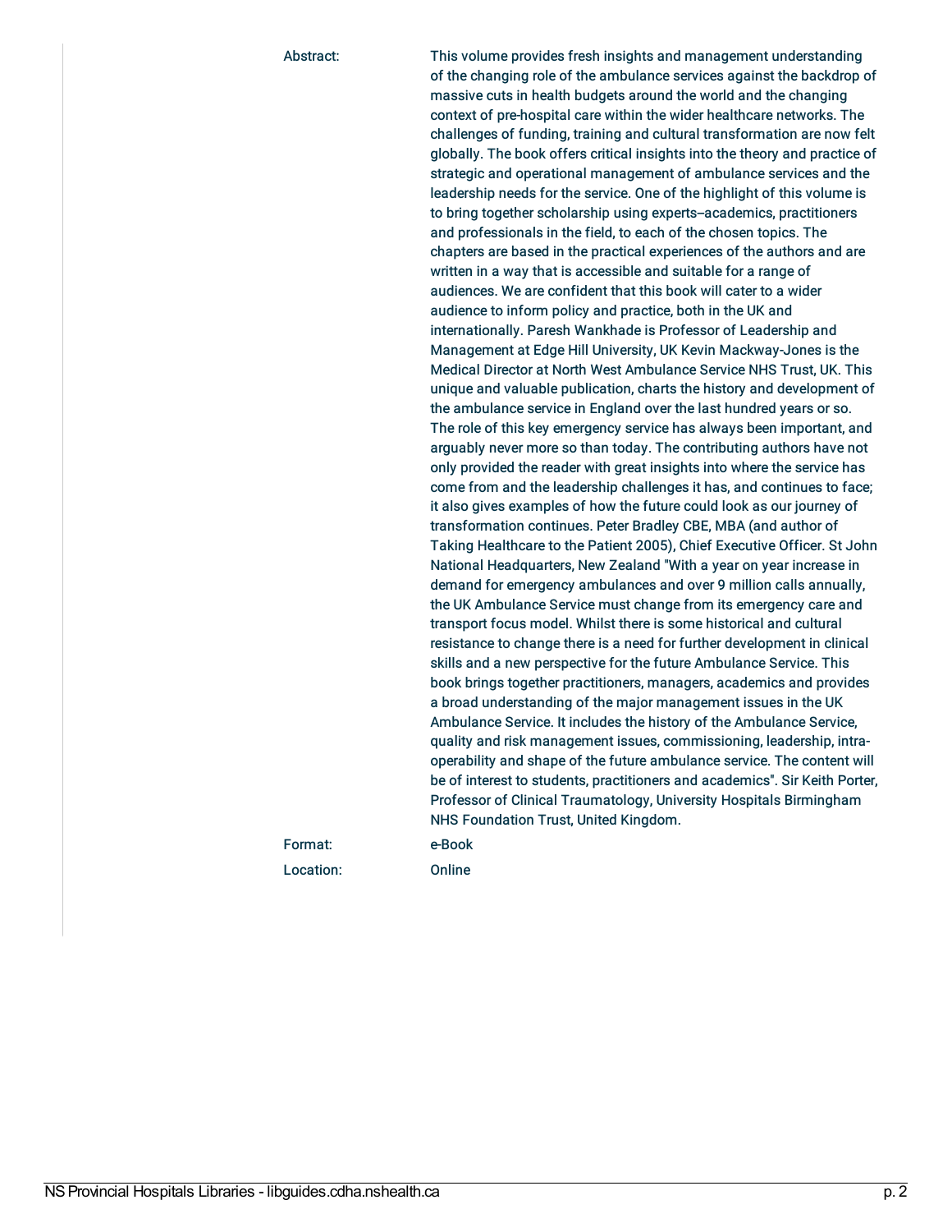Abstract: This volume provides fresh insights and management understanding of the changing role of the ambulance services against the backdrop of massive cuts in health budgets around the world and the changing context of pre-hospital care within the wider healthcare networks. The challenges of funding, training and cultural transformation are now felt globally. The book offers critical insights into the theory and practice of strategic and operational management of ambulance services and the leadership needs for the service. One of the highlight of this volume is to bring together scholarship using experts--academics, practitioners and professionals in the field, to each of the chosen topics. The chapters are based in the practical experiences of the authors and are written in a way that is accessible and suitable for a range of audiences. We are confident that this book will cater to a wider audience to inform policy and practice, both in the UK and internationally. Paresh Wankhade is Professor of Leadership and Management at Edge Hill University, UK Kevin Mackway-Jones is the Medical Director at North West Ambulance Service NHS Trust, UK. This unique and valuable publication, charts the history and development of the ambulance service in England over the last hundred years or so. The role of this key emergency service has always been important, and arguably never more so than today. The contributing authors have not only provided the reader with great insights into where the service has come from and the leadership challenges it has, and continues to face; it also gives examples of how the future could look as our journey of transformation continues. Peter Bradley CBE, MBA (and author of Taking Healthcare to the Patient 2005), Chief Executive Officer. St John National Headquarters, New Zealand "With a year on year increase in demand for emergency ambulances and over 9 million calls annually, the UK Ambulance Service must change from its emergency care and transport focus model. Whilst there is some historical and cultural resistance to change there is a need for further development in clinical skills and a new perspective for the future Ambulance Service. This book brings together practitioners, managers, academics and provides a broad understanding of the major management issues in the UK Ambulance Service. It includes the history of the Ambulance Service, quality and risk management issues, commissioning, leadership, intra-operability and shape of the future ambulance service. The content will be of interest to students, practitioners and academics". Sir Keith Porter, Professor of Clinical Traumatology, University Hospitals Birmingham NHS Foundation Trust, United Kingdom.

Format: e-Book

Location: Online